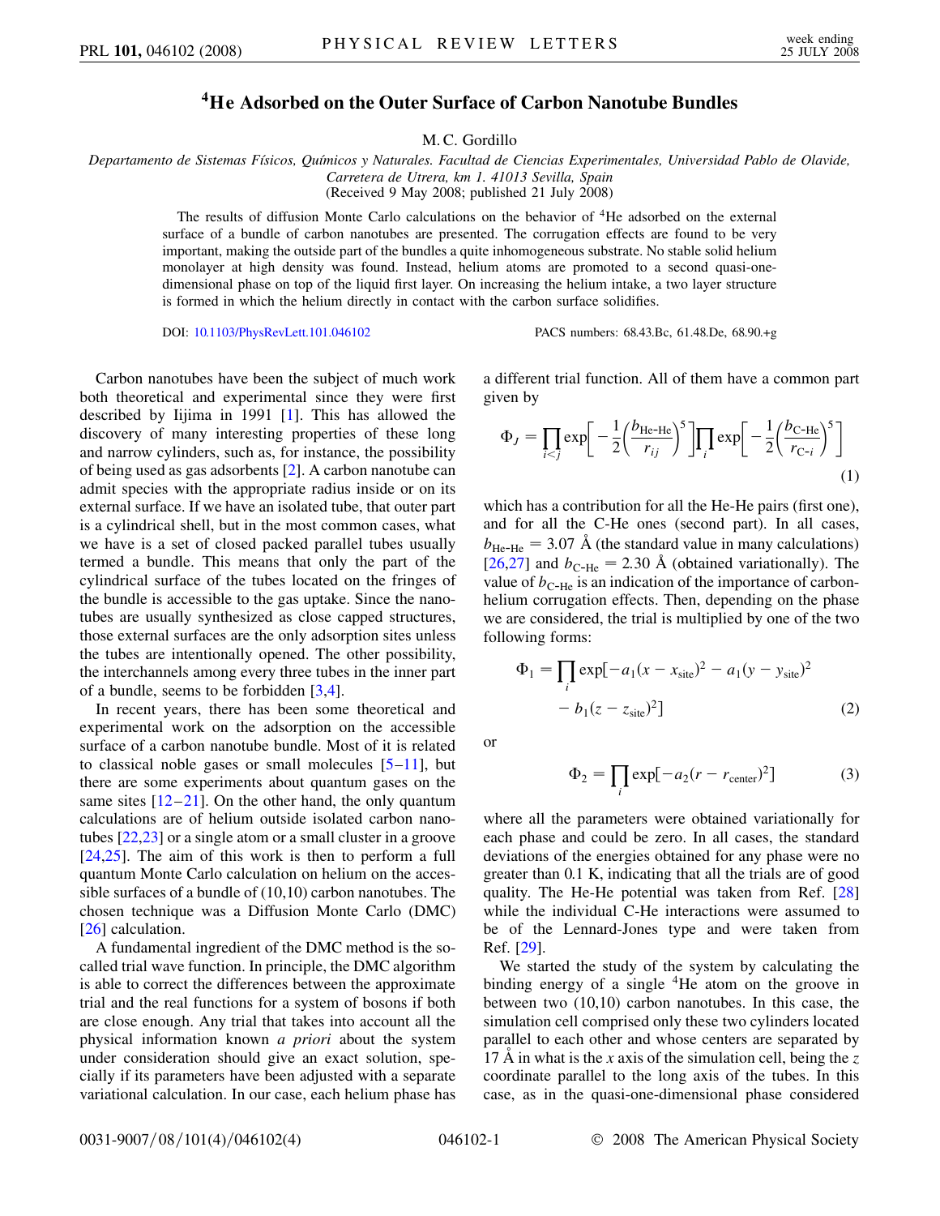# $^4$He Adsorbed on the Outer Surface of Carbon Nanotube Bundles

M. C. Gordillo

*Departamento de Sistemas Físicos, Químicos y Naturales. Facultad de Ciencias Experimentales, Universidad Pablo de Olavide, Carretera de Utrera, km 1. 41013 Sevilla, Spain*

(Received 9 May 2008; published 21 July 2008)

The results of diffusion Monte Carlo calculations on the behavior of $^4$He adsorbed on the external surface of a bundle of carbon nanotubes are presented. The corrugation effects are found to be very important, making the outside part of the bundles a quite inhomogeneous substrate. No stable solid helium monolayer at high density was found. Instead, helium atoms are promoted to a second quasi-one-dimensional phase on top of the liquid first layer. On increasing the helium intake, a two layer structure is formed in which the helium directly in contact with the carbon surface solidifies.

DOI: 10.1103/PhysRevLett.101.046102

PACS numbers: 68.43.Bc, 61.48.De, 68.90.+g

Carbon nanotubes have been the subject of much work both theoretical and experimental since they were first described by Iijima in 1991 [1]. This has allowed the discovery of many interesting properties of these long and narrow cylinders, such as, for instance, the possibility of being used as gas adsorbents [2]. A carbon nanotube can admit species with the appropriate radius inside or on its external surface. If we have an isolated tube, that outer part is a cylindrical shell, but in the most common cases, what we have is a set of closed packed parallel tubes usually termed a bundle. This means that only the part of the cylindrical surface of the tubes located on the fringes of the bundle is accessible to the gas uptake. Since the nanotubes are usually synthesized as close capped structures, those external surfaces are the only adsorption sites unless the tubes are intentionally opened. The other possibility, the interchannels among every three tubes in the inner part of a bundle, seems to be forbidden [3,4].

In recent years, there has been some theoretical and experimental work on the adsorption on the accessible surface of a carbon nanotube bundle. Most of it is related to classical noble gases or small molecules [5–11], but there are some experiments about quantum gases on the same sites [12–21]. On the other hand, the only quantum calculations are of helium outside isolated carbon nanotubes [22,23] or a single atom or a small cluster in a groove [24,25]. The aim of this work is then to perform a full quantum Monte Carlo calculation on helium on the accessible surfaces of a bundle of (10,10) carbon nanotubes. The chosen technique was a Diffusion Monte Carlo (DMC) [26] calculation.

A fundamental ingredient of the DMC method is the so-called trial wave function. In principle, the DMC algorithm is able to correct the differences between the approximate trial and the real functions for a system of bosons if both are close enough. Any trial that takes into account all the physical information known *a priori* about the system under consideration should give an exact solution, specially if its parameters have been adjusted with a separate variational calculation. In our case, each helium phase has a different trial function. All of them have a common part given by

$$\Phi_J = \prod_{i<j} \exp\left[-\frac{1}{2}\left(\frac{b_{\text{He-He}}}{r_{ij}}\right)^5\right] \prod_i \exp\left[-\frac{1}{2}\left(\frac{b_{\text{C-He}}}{r_{\text{C-}i}}\right)^5\right] \tag{1}$$

which has a contribution for all the He-He pairs (first one), and for all the C-He ones (second part). In all cases, $b_{\text{He-He}} = 3.07$ Å (the standard value in many calculations) [26,27] and $b_{\text{C-He}} = 2.30$ Å (obtained variationally). The value of $b_{\text{C-He}}$ is an indication of the importance of carbon-helium corrugation effects. Then, depending on the phase we are considered, the trial is multiplied by one of the two following forms:

$$\Phi_1 = \prod_i \exp[-a_1(x - x_{\text{site}})^2 - a_1(y - y_{\text{site}})^2 - b_1(z - z_{\text{site}})^2] \tag{2}$$

or

$$\Phi_2 = \prod_i \exp[-a_2(r - r_{\text{center}})^2] \tag{3}$$

where all the parameters were obtained variationally for each phase and could be zero. In all cases, the standard deviations of the energies obtained for any phase were no greater than 0.1 K, indicating that all the trials are of good quality. The He-He potential was taken from Ref. [28] while the individual C-He interactions were assumed to be of the Lennard-Jones type and were taken from Ref. [29].

We started the study of the system by calculating the binding energy of a single $^4$He atom on the groove in between two (10,10) carbon nanotubes. In this case, the simulation cell comprised only these two cylinders located parallel to each other and whose centers are separated by 17 Å in what is the $x$ axis of the simulation cell, being the $z$ coordinate parallel to the long axis of the tubes. In this case, as in the quasi-one-dimensional phase considered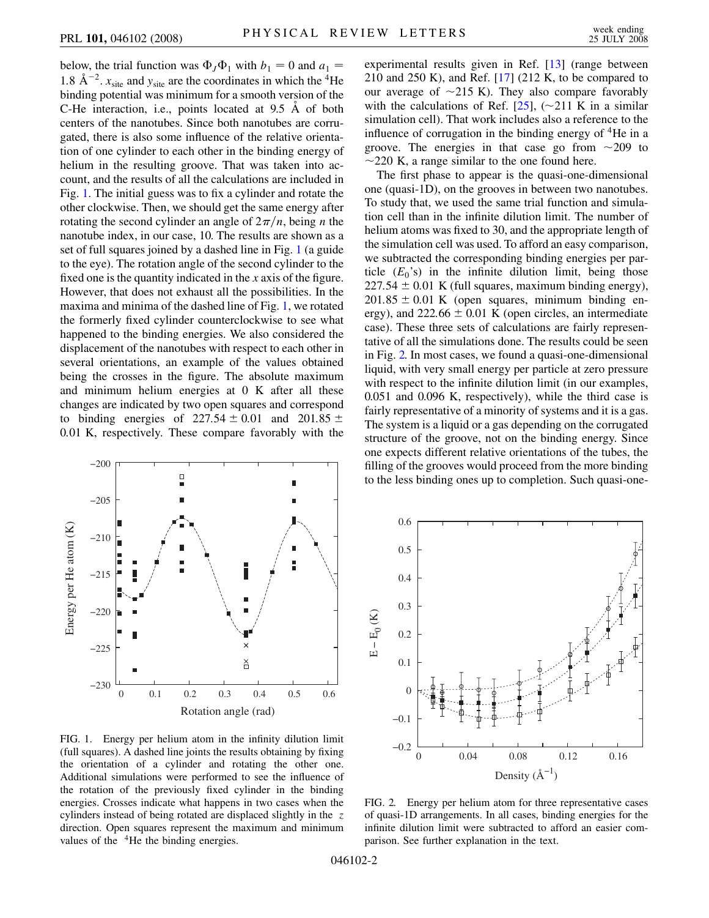below, the trial function was $\Phi_J \Phi_1$ with $b_1 = 0$ and $a_1 = 1.8$ Å$^{-2}$. $x_{\rm site}$ and $y_{\rm site}$ are the coordinates in which the $^4$He binding potential was minimum for a smooth version of the C-He interaction, i.e., points located at 9.5 Å of both centers of the nanotubes. Since both nanotubes are corrugated, there is also some influence of the relative orientation of one cylinder to each other in the binding energy of helium in the resulting groove. That was taken into account, and the results of all the calculations are included in Fig. 1. The initial guess was to fix a cylinder and rotate the other clockwise. Then, we should get the same energy after rotating the second cylinder an angle of $2\pi/n$, being $n$ the nanotube index, in our case, 10. The results are shown as a set of full squares joined by a dashed line in Fig. 1 (a guide to the eye). The rotation angle of the second cylinder to the fixed one is the quantity indicated in the $x$ axis of the figure. However, that does not exhaust all the possibilities. In the maxima and minima of the dashed line of Fig. 1, we rotated the formerly fixed cylinder counterclockwise to see what happened to the binding energies. We also considered the displacement of the nanotubes with respect to each other in several orientations, an example of the values obtained being the crosses in the figure. The absolute maximum and minimum helium energies at 0 K after all these changes are indicated by two open squares and correspond to binding energies of $227.54 \pm 0.01$ and $201.85 \pm 0.01$ K, respectively. These compare favorably with the experimental results given in Ref. [13] (range between 210 and 250 K), and Ref. [17] (212 K, to be compared to our average of $\sim$215 K). They also compare favorably with the calculations of Ref. [25], ($\sim$211 K in a similar simulation cell). That work includes also a reference to the influence of corrugation in the binding energy of $^4$He in a groove. The energies in that case go from $\sim$209 to $\sim$220 K, a range similar to the one found here.

FIG. 1. Energy per helium atom in the infinity dilution limit (full squares). A dashed line joints the results obtaining by fixing the orientation of a cylinder and rotating the other one. Additional simulations were performed to see the influence of the rotation of the previously fixed cylinder in the binding energies. Crosses indicate what happens in two cases when the cylinders instead of being rotated are displaced slightly in the $z$ direction. Open squares represent the maximum and minimum values of the $^4$He the binding energies.

The first phase to appear is the quasi-one-dimensional one (quasi-1D), on the grooves in between two nanotubes. To study that, we used the same trial function and simulation cell than in the infinite dilution limit. The number of helium atoms was fixed to 30, and the appropriate length of the simulation cell was used. To afford an easy comparison, we subtracted the corresponding binding energies per particle ($E_0$'s) in the infinite dilution limit, being those $227.54 \pm 0.01$ K (full squares, maximum binding energy), $201.85 \pm 0.01$ K (open squares, minimum binding energy), and $222.66 \pm 0.01$ K (open circles, an intermediate case). These three sets of calculations are fairly representative of all the simulations done. The results could be seen in Fig. 2. In most cases, we found a quasi-one-dimensional liquid, with very small energy per particle at zero pressure with respect to the infinite dilution limit (in our examples, 0.051 and 0.096 K, respectively), while the third case is fairly representative of a minority of systems and it is a gas. The system is a liquid or a gas depending on the corrugated structure of the groove, not on the binding energy. Since one expects different relative orientations of the tubes, the filling of the grooves would proceed from the more binding to the less binding ones up to completion. Such quasi-one-

FIG. 2. Energy per helium atom for three representative cases of quasi-1D arrangements. In all cases, binding energies for the infinite dilution limit were subtracted to afford an easier comparison. See further explanation in the text.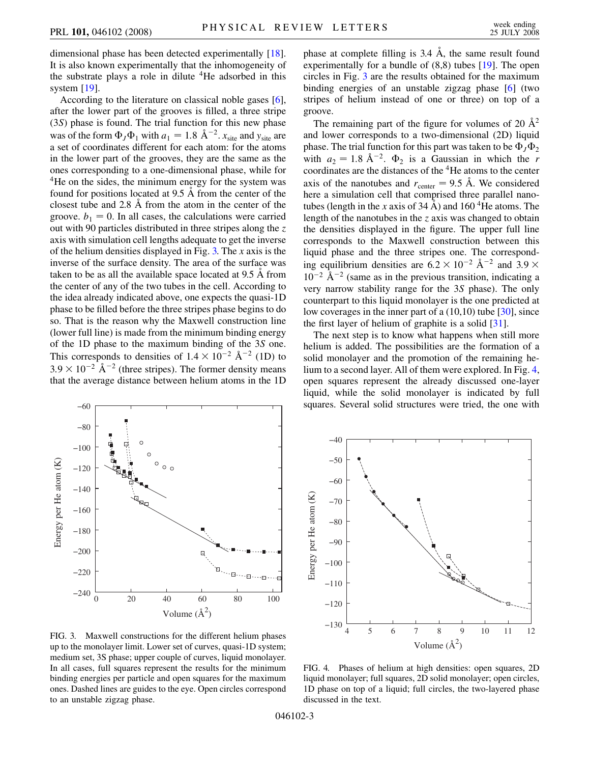dimensional phase has been detected experimentally [18]. It is also known experimentally that the inhomogeneity of the substrate plays a role in dilute $^4$He adsorbed in this system [19].

According to the literature on classical noble gases [6], after the lower part of the grooves is filled, a three stripe (3*S*) phase is found. The trial function for this new phase was of the form $\Phi_J \Phi_1$ with $a_1 = 1.8$ Å$^{-2}$. $x_{\text{site}}$ and $y_{\text{site}}$ are a set of coordinates different for each atom: for the atoms in the lower part of the grooves, they are the same as the ones corresponding to a one-dimensional phase, while for $^4$He on the sides, the minimum energy for the system was found for positions located at 9.5 Å from the center of the closest tube and 2.8 Å from the atom in the center of the groove. $b_1 = 0$. In all cases, the calculations were carried out with 90 particles distributed in three stripes along the $z$ axis with simulation cell lengths adequate to get the inverse of the helium densities displayed in Fig. 3. The $x$ axis is the inverse of the surface density. The area of the surface was taken to be as all the available space located at 9.5 Å from the center of any of the two tubes in the cell. According to the idea already indicated above, one expects the quasi-1D phase to be filled before the three stripes phase begins to do so. That is the reason why the Maxwell construction line (lower full line) is made from the minimum binding energy of the 1D phase to the maximum binding of the 3*S* one. This corresponds to densities of $1.4 \times 10^{-2}$ Å$^{-2}$ (1D) to $3.9 \times 10^{-2}$ Å$^{-2}$ (three stripes). The former density means that the average distance between helium atoms in the 1D phase at complete filling is 3.4 Å, the same result found experimentally for a bundle of (8,8) tubes [19]. The open circles in Fig. 3 are the results obtained for the maximum binding energies of an unstable zigzag phase [6] (two stripes of helium instead of one or three) on top of a groove.

The remaining part of the figure for volumes of 20 Å$^2$ and lower corresponds to a two-dimensional (2D) liquid phase. The trial function for this part was taken to be $\Phi_J \Phi_2$ with $a_2 = 1.8$ Å$^{-2}$. $\Phi_2$ is a Gaussian in which the $r$ coordinates are the distances of the $^4$He atoms to the center axis of the nanotubes and $r_{\text{center}} = 9.5$ Å. We considered here a simulation cell that comprised three parallel nanotubes (length in the $x$ axis of 34 Å) and 160 $^4$He atoms. The length of the nanotubes in the $z$ axis was changed to obtain the densities displayed in the figure. The upper full line corresponds to the Maxwell construction between this liquid phase and the three stripes one. The corresponding equilibrium densities are $6.2 \times 10^{-2}$ Å$^{-2}$ and $3.9 \times 10^{-2}$ Å$^{-2}$ (same as in the previous transition, indicating a very narrow stability range for the 3*S* phase). The only counterpart to this liquid monolayer is the one predicted at low coverages in the inner part of a (10,10) tube [30], since the first layer of helium of graphite is a solid [31].

The next step is to know what happens when still more helium is added. The possibilities are the formation of a solid monolayer and the promotion of the remaining helium to a second layer. All of them were explored. In Fig. 4, open squares represent the already discussed one-layer liquid, while the solid monolayer is indicated by full squares. Several solid structures were tried, the one with

FIG. 3. Maxwell constructions for the different helium phases up to the monolayer limit. Lower set of curves, quasi-1D system; medium set, 3S phase; upper couple of curves, liquid monolayer. In all cases, full squares represent the results for the minimum binding energies per particle and open squares for the maximum ones. Dashed lines are guides to the eye. Open circles correspond to an unstable zigzag phase.

FIG. 4. Phases of helium at high densities: open squares, 2D liquid monolayer; full squares, 2D solid monolayer; open circles, 1D phase on top of a liquid; full circles, the two-layered phase discussed in the text.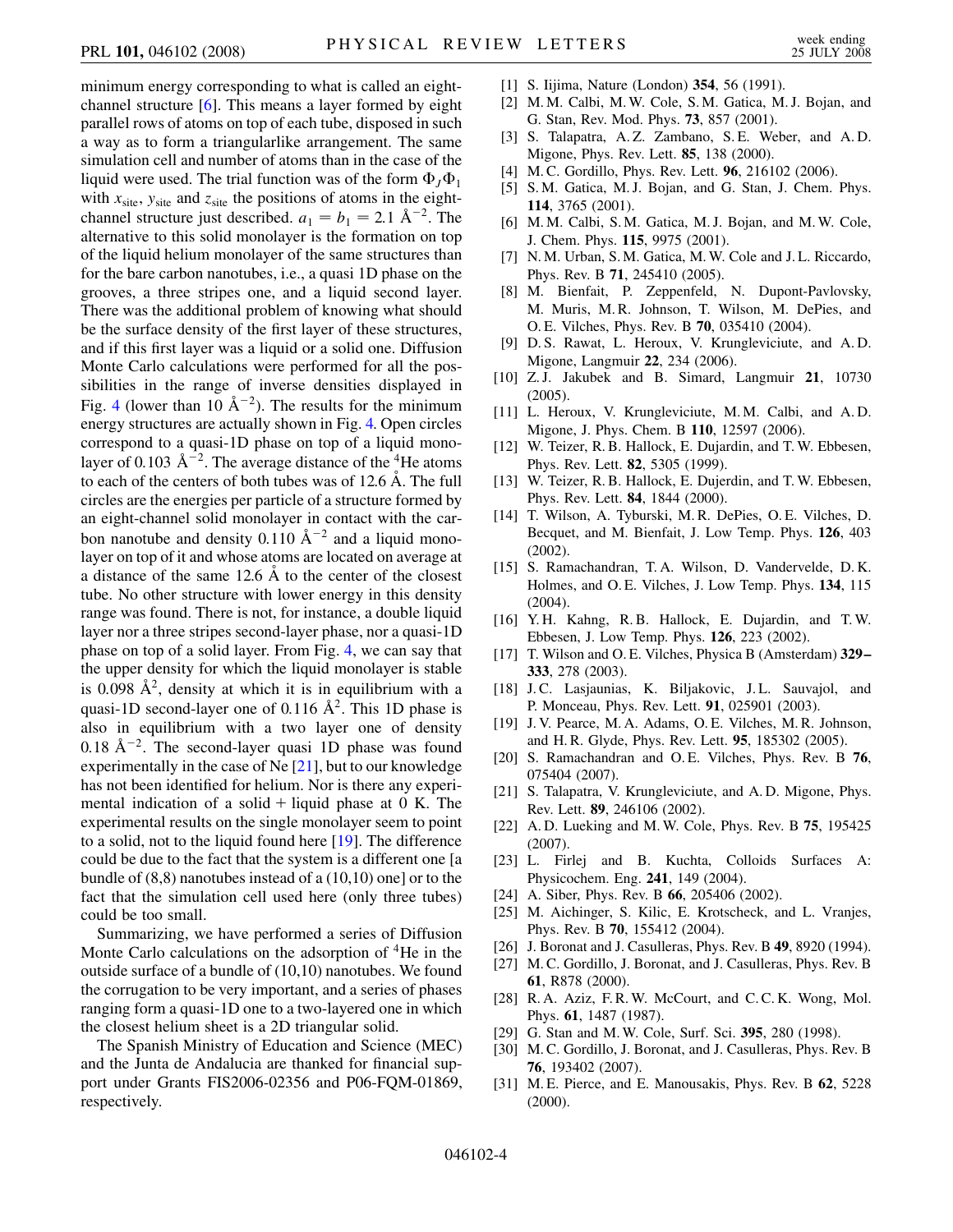minimum energy corresponding to what is called an eight-channel structure [6]. This means a layer formed by eight parallel rows of atoms on top of each tube, disposed in such a way as to form a triangularlike arrangement. The same simulation cell and number of atoms than in the case of the liquid were used. The trial function was of the form $\Phi_J \Phi_1$ with $x_{\rm site}$, $y_{\rm site}$ and $z_{\rm site}$ the positions of atoms in the eight-channel structure just described. $a_1 = b_1 = 2.1$ Å$^{-2}$. The alternative to this solid monolayer is the formation on top of the liquid helium monolayer of the same structures than for the bare carbon nanotubes, i.e., a quasi 1D phase on the grooves, a three stripes one, and a liquid second layer. There was the additional problem of knowing what should be the surface density of the first layer of these structures, and if this first layer was a liquid or a solid one. Diffusion Monte Carlo calculations were performed for all the possibilities in the range of inverse densities displayed in Fig. 4 (lower than 10 Å$^{-2}$). The results for the minimum energy structures are actually shown in Fig. 4. Open circles correspond to a quasi-1D phase on top of a liquid monolayer of 0.103 Å$^{-2}$. The average distance of the $^4$He atoms to each of the centers of both tubes was of 12.6 Å. The full circles are the energies per particle of a structure formed by an eight-channel solid monolayer in contact with the carbon nanotube and density 0.110 Å$^{-2}$ and a liquid monolayer on top of it and whose atoms are located on average at a distance of the same 12.6 Å to the center of the closest tube. No other structure with lower energy in this density range was found. There is not, for instance, a double liquid layer nor a three stripes second-layer phase, nor a quasi-1D phase on top of a solid layer. From Fig. 4, we can say that the upper density for which the liquid monolayer is stable is 0.098 Å$^2$, density at which it is in equilibrium with a quasi-1D second-layer one of 0.116 Å$^2$. This 1D phase is also in equilibrium with a two layer one of density 0.18 Å$^{-2}$. The second-layer quasi 1D phase was found experimentally in the case of Ne [21], but to our knowledge has not been identified for helium. Nor is there any experimental indication of a solid + liquid phase at 0 K. The experimental results on the single monolayer seem to point to a solid, not to the liquid found here [19]. The difference could be due to the fact that the system is a different one [a bundle of (8,8) nanotubes instead of a (10,10) one] or to the fact that the simulation cell used here (only three tubes) could be too small.

Summarizing, we have performed a series of Diffusion Monte Carlo calculations on the adsorption of $^4$He in the outside surface of a bundle of (10,10) nanotubes. We found the corrugation to be very important, and a series of phases ranging form a quasi-1D one to a two-layered one in which the closest helium sheet is a 2D triangular solid.

The Spanish Ministry of Education and Science (MEC) and the Junta de Andalucia are thanked for financial support under Grants FIS2006-02356 and P06-FQM-01869, respectively.

[1] S. Iijima, Nature (London) **354**, 56 (1991).
[2] M. M. Calbi, M. W. Cole, S. M. Gatica, M. J. Bojan, and G. Stan, Rev. Mod. Phys. **73**, 857 (2001).
[3] S. Talapatra, A. Z. Zambano, S. E. Weber, and A. D. Migone, Phys. Rev. Lett. **85**, 138 (2000).
[4] M. C. Gordillo, Phys. Rev. Lett. **96**, 216102 (2006).
[5] S. M. Gatica, M. J. Bojan, and G. Stan, J. Chem. Phys. **114**, 3765 (2001).
[6] M. M. Calbi, S. M. Gatica, M. J. Bojan, and M. W. Cole, J. Chem. Phys. **115**, 9975 (2001).
[7] N. M. Urban, S. M. Gatica, M. W. Cole and J. L. Riccardo, Phys. Rev. B **71**, 245410 (2005).
[8] M. Bienfait, P. Zeppenfeld, N. Dupont-Pavlovsky, M. Muris, M. R. Johnson, T. Wilson, M. DePies, and O. E. Vilches, Phys. Rev. B **70**, 035410 (2004).
[9] D. S. Rawat, L. Heroux, V. Krungleviciute, and A. D. Migone, Langmuir **22**, 234 (2006).
[10] Z. J. Jakubek and B. Simard, Langmuir **21**, 10730 (2005).
[11] L. Heroux, V. Krungleviciute, M. M. Calbi, and A. D. Migone, J. Phys. Chem. B **110**, 12597 (2006).
[12] W. Teizer, R. B. Hallock, E. Dujardin, and T. W. Ebbesen, Phys. Rev. Lett. **82**, 5305 (1999).
[13] W. Teizer, R. B. Hallock, E. Dujerdin, and T. W. Ebbesen, Phys. Rev. Lett. **84**, 1844 (2000).
[14] T. Wilson, A. Tyburski, M. R. DePies, O. E. Vilches, D. Becquet, and M. Bienfait, J. Low Temp. Phys. **126**, 403 (2002).
[15] S. Ramachandran, T. A. Wilson, D. Vandervelde, D. K. Holmes, and O. E. Vilches, J. Low Temp. Phys. **134**, 115 (2004).
[16] Y. H. Kahng, R. B. Hallock, E. Dujardin, and T. W. Ebbesen, J. Low Temp. Phys. **126**, 223 (2002).
[17] T. Wilson and O. E. Vilches, Physica B (Amsterdam) **329–333**, 278 (2003).
[18] J. C. Lasjaunias, K. Biljakovic, J. L. Sauvajol, and P. Monceau, Phys. Rev. Lett. **91**, 025901 (2003).
[19] J. V. Pearce, M. A. Adams, O. E. Vilches, M. R. Johnson, and H. R. Glyde, Phys. Rev. Lett. **95**, 185302 (2005).
[20] S. Ramachandran and O. E. Vilches, Phys. Rev. B **76**, 075404 (2007).
[21] S. Talapatra, V. Krungleviciute, and A. D. Migone, Phys. Rev. Lett. **89**, 246106 (2002).
[22] A. D. Lueking and M. W. Cole, Phys. Rev. B **75**, 195425 (2007).
[23] L. Firlej and B. Kuchta, Colloids Surfaces A: Physicochem. Eng. **241**, 149 (2004).
[24] A. Siber, Phys. Rev. B **66**, 205406 (2002).
[25] M. Aichinger, S. Kilic, E. Krotscheck, and L. Vranjes, Phys. Rev. B **70**, 155412 (2004).
[26] J. Boronat and J. Casulleras, Phys. Rev. B **49**, 8920 (1994).
[27] M. C. Gordillo, J. Boronat, and J. Casulleras, Phys. Rev. B **61**, R878 (2000).
[28] R. A. Aziz, F. R. W. McCourt, and C. C. K. Wong, Mol. Phys. **61**, 1487 (1987).
[29] G. Stan and M. W. Cole, Surf. Sci. **395**, 280 (1998).
[30] M. C. Gordillo, J. Boronat, and J. Casulleras, Phys. Rev. B **76**, 193402 (2007).
[31] M. E. Pierce, and E. Manousakis, Phys. Rev. B **62**, 5228 (2000).